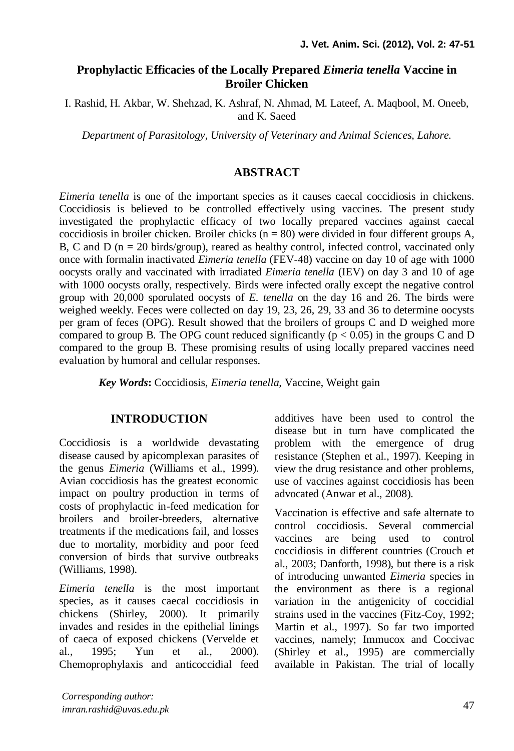# Prophylactic Efficacies of the Locally Prepared *Eimeria tenella* Vaccine in Broiler Chicken

I. Rashid, H. Akbar, W. Shehzad, K. Ashraf, N. Ahmad, M. Lateef, A. Maqbool, M. Oneeb, and K. Saeed

*Department of Parasitology, University of Veterinary and Animal Sciences, Lahore.*

## ABSTRACT

*Eimeria tenella* is one of the important species as it causes caecal coccidiosis in chickens. Coccidiosis is believed to be controlled effectively using vaccines. The present study investigated the prophylactic efficacy of two locally prepared vaccines against caecal coccidiosis in broiler chicken. Broiler chicks ($n = 80$) were divided in four different groups A, B, C and D ($n = 20$ birds/group), reared as healthy control, infected control, vaccinated only once with formalin inactivated *Eimeria tenella* (FEV-48) vaccine on day 10 of age with 1000 oocysts orally and vaccinated with irradiated *Eimeria tenella* (IEV) on day 3 and 10 of age with 1000 oocysts orally, respectively. Birds were infected orally except the negative control group with 20,000 sporulated oocysts of *E. tenella* on the day 16 and 26. The birds were weighed weekly. Feces were collected on day 19, 23, 26, 29, 33 and 36 to determine oocysts per gram of feces (OPG). Result showed that the broilers of groups C and D weighed more compared to group B. The OPG count reduced significantly ($p < 0.05$) in the groups C and D compared to the group B. These promising results of using locally prepared vaccines need evaluation by humoral and cellular responses.

***Key Words*:** Coccidiosis, *Eimeria tenella*, Vaccine, Weight gain

## INTRODUCTION

Coccidiosis is a worldwide devastating disease caused by apicomplexan parasites of the genus *Eimeria* (Williams et al., 1999). Avian coccidiosis has the greatest economic impact on poultry production in terms of costs of prophylactic in-feed medication for broilers and broiler-breeders, alternative treatments if the medications fail, and losses due to mortality, morbidity and poor feed conversion of birds that survive outbreaks (Williams, 1998).

*Eimeria tenella* is the most important species, as it causes caecal coccidiosis in chickens (Shirley, 2000). It primarily invades and resides in the epithelial linings of caeca of exposed chickens (Vervelde et al., 1995; Yun et al., 2000). Chemoprophylaxis and anticoccidial feed additives have been used to control the disease but in turn have complicated the problem with the emergence of drug resistance (Stephen et al., 1997). Keeping in view the drug resistance and other problems, use of vaccines against coccidiosis has been advocated (Anwar et al., 2008).

Vaccination is effective and safe alternate to control coccidiosis. Several commercial vaccines are being used to control coccidiosis in different countries (Crouch et al., 2003; Danforth, 1998), but there is a risk of introducing unwanted *Eimeria* species in the environment as there is a regional variation in the antigenicity of coccidial strains used in the vaccines (Fitz-Coy, 1992; Martin et al., 1997). So far two imported vaccines, namely; Immucox and Coccivac (Shirley et al., 1995) are commercially available in Pakistan. The trial of locally

*Corresponding author: imran.rashid@uvas.edu.pk*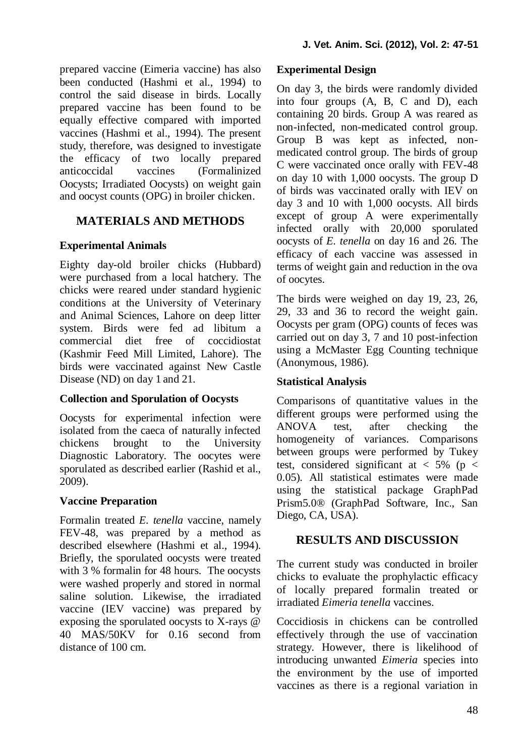prepared vaccine (Eimeria vaccine) has also been conducted (Hashmi et al., 1994) to control the said disease in birds. Locally prepared vaccine has been found to be equally effective compared with imported vaccines (Hashmi et al., 1994). The present study, therefore, was designed to investigate the efficacy of two locally prepared anticoccidal vaccines (Formalinized Oocysts; Irradiated Oocysts) on weight gain and oocyst counts (OPG) in broiler chicken.

## MATERIALS AND METHODS

### Experimental Animals

Eighty day-old broiler chicks (Hubbard) were purchased from a local hatchery. The chicks were reared under standard hygienic conditions at the University of Veterinary and Animal Sciences, Lahore on deep litter system. Birds were fed ad libitum a commercial diet free of coccidiostat (Kashmir Feed Mill Limited, Lahore). The birds were vaccinated against New Castle Disease (ND) on day 1 and 21.

### Collection and Sporulation of Oocysts

Oocysts for experimental infection were isolated from the caeca of naturally infected chickens brought to the University Diagnostic Laboratory. The oocytes were sporulated as described earlier (Rashid et al., 2009).

### Vaccine Preparation

Formalin treated *E. tenella* vaccine, namely FEV-48, was prepared by a method as described elsewhere (Hashmi et al., 1994). Briefly, the sporulated oocysts were treated with 3 % formalin for 48 hours. The oocysts were washed properly and stored in normal saline solution. Likewise, the irradiated vaccine (IEV vaccine) was prepared by exposing the sporulated oocysts to X-rays @ 40 MAS/50KV for 0.16 second from distance of 100 cm.

### Experimental Design

On day 3, the birds were randomly divided into four groups (A, B, C and D), each containing 20 birds. Group A was reared as non-infected, non-medicated control group. Group B was kept as infected, non-medicated control group. The birds of group C were vaccinated once orally with FEV-48 on day 10 with 1,000 oocysts. The group D of birds was vaccinated orally with IEV on day 3 and 10 with 1,000 oocysts. All birds except of group A were experimentally infected orally with 20,000 sporulated oocysts of *E. tenella* on day 16 and 26. The efficacy of each vaccine was assessed in terms of weight gain and reduction in the ova of oocytes.

The birds were weighed on day 19, 23, 26, 29, 33 and 36 to record the weight gain. Oocysts per gram (OPG) counts of feces was carried out on day 3, 7 and 10 post-infection using a McMaster Egg Counting technique (Anonymous, 1986).

### Statistical Analysis

Comparisons of quantitative values in the different groups were performed using the ANOVA test, after checking the homogeneity of variances. Comparisons between groups were performed by Tukey test, considered significant at < 5% ($p < 0.05$). All statistical estimates were made using the statistical package GraphPad Prism5.0® (GraphPad Software, Inc., San Diego, CA, USA).

## RESULTS AND DISCUSSION

The current study was conducted in broiler chicks to evaluate the prophylactic efficacy of locally prepared formalin treated or irradiated *Eimeria tenella* vaccines.

Coccidiosis in chickens can be controlled effectively through the use of vaccination strategy. However, there is likelihood of introducing unwanted *Eimeria* species into the environment by the use of imported vaccines as there is a regional variation in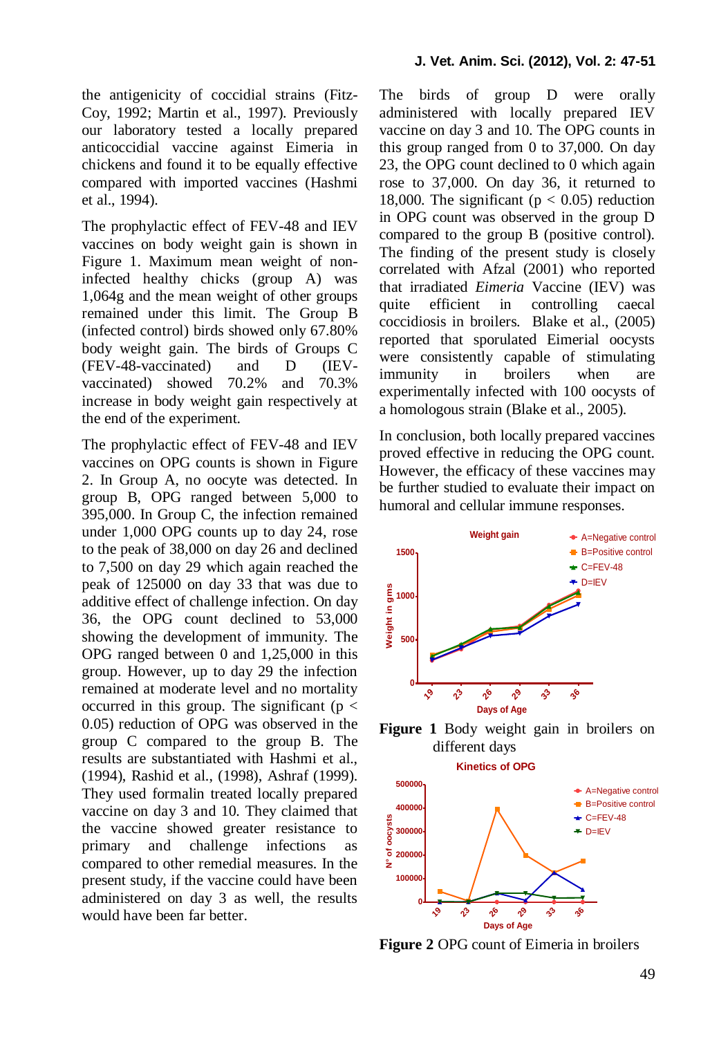the antigenicity of coccidial strains (Fitz-Coy, 1992; Martin et al., 1997). Previously our laboratory tested a locally prepared anticoccidial vaccine against Eimeria in chickens and found it to be equally effective compared with imported vaccines (Hashmi et al., 1994).

The prophylactic effect of FEV-48 and IEV vaccines on body weight gain is shown in Figure 1. Maximum mean weight of non-infected healthy chicks (group A) was 1,064g and the mean weight of other groups remained under this limit. The Group B (infected control) birds showed only 67.80% body weight gain. The birds of Groups C (FEV-48-vaccinated) and D (IEV-vaccinated) showed 70.2% and 70.3% increase in body weight gain respectively at the end of the experiment.

The prophylactic effect of FEV-48 and IEV vaccines on OPG counts is shown in Figure 2. In Group A, no oocyte was detected. In group B, OPG ranged between 5,000 to 395,000. In Group C, the infection remained under 1,000 OPG counts up to day 24, rose to the peak of 38,000 on day 26 and declined to 7,500 on day 29 which again reached the peak of 125000 on day 33 that was due to additive effect of challenge infection. On day 36, the OPG count declined to 53,000 showing the development of immunity. The OPG ranged between 0 and 1,25,000 in this group. However, up to day 29 the infection remained at moderate level and no mortality occurred in this group. The significant ($p < 0.05$) reduction of OPG was observed in the group C compared to the group B. The results are substantiated with Hashmi et al., (1994), Rashid et al., (1998), Ashraf (1999). They used formalin treated locally prepared vaccine on day 3 and 10. They claimed that the vaccine showed greater resistance to primary and challenge infections as compared to other remedial measures. In the present study, if the vaccine could have been administered on day 3 as well, the results would have been far better.

The birds of group D were orally administered with locally prepared IEV vaccine on day 3 and 10. The OPG counts in this group ranged from 0 to 37,000. On day 23, the OPG count declined to 0 which again rose to 37,000. On day 36, it returned to 18,000. The significant ($p < 0.05$) reduction in OPG count was observed in the group D compared to the group B (positive control). The finding of the present study is closely correlated with Afzal (2001) who reported that irradiated *Eimeria* Vaccine (IEV) was quite efficient in controlling caecal coccidiosis in broilers. Blake et al., (2005) reported that sporulated Eimerial oocysts were consistently capable of stimulating immunity in broilers when are experimentally infected with 100 oocysts of a homologous strain (Blake et al., 2005).

In conclusion, both locally prepared vaccines proved effective in reducing the OPG count. However, the efficacy of these vaccines may be further studied to evaluate their impact on humoral and cellular immune responses.

**Figure 1** Body weight gain in broilers on different days

**Figure 2** OPG count of Eimeria in broilers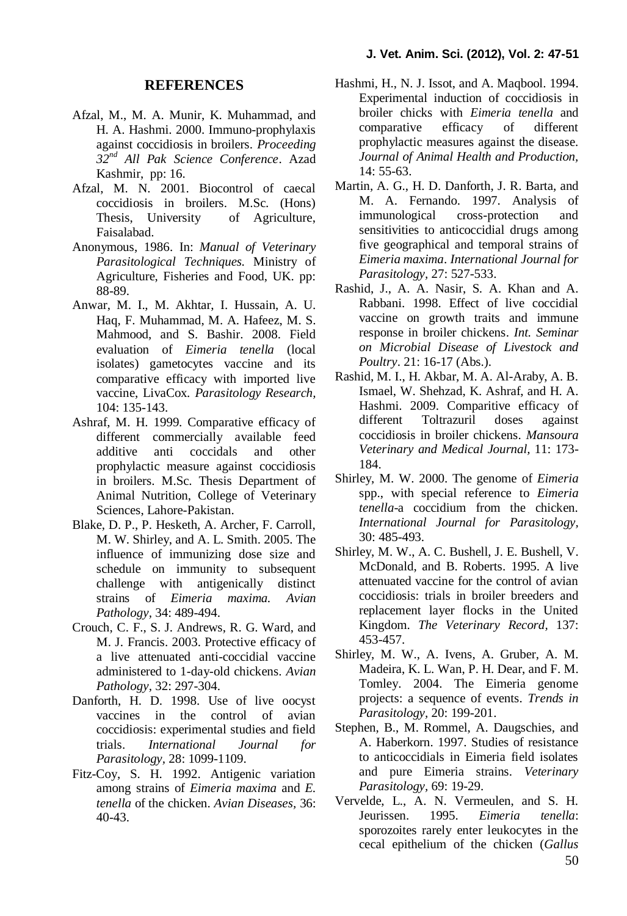## REFERENCES

Afzal, M., M. A. Munir, K. Muhammad, and H. A. Hashmi. 2000. Immuno-prophylaxis against coccidiosis in broilers. *Proceeding 32nd All Pak Science Conference*. Azad Kashmir, pp: 16.

Afzal, M. N. 2001. Biocontrol of caecal coccidiosis in broilers. M.Sc. (Hons) Thesis, University of Agriculture, Faisalabad.

Anonymous, 1986. In: *Manual of Veterinary Parasitological Techniques.* Ministry of Agriculture, Fisheries and Food, UK. pp: 88-89.

Anwar, M. I., M. Akhtar, I. Hussain, A. U. Haq, F. Muhammad, M. A. Hafeez, M. S. Mahmood, and S. Bashir. 2008. Field evaluation of *Eimeria tenella* (local isolates) gametocytes vaccine and its comparative efficacy with imported live vaccine, LivaCox. *Parasitology Research*, 104: 135-143.

Ashraf, M. H. 1999. Comparative efficacy of different commercially available feed additive anti coccidals and other prophylactic measure against coccidiosis in broilers. M.Sc. Thesis Department of Animal Nutrition, College of Veterinary Sciences, Lahore-Pakistan.

Blake, D. P., P. Hesketh, A. Archer, F. Carroll, M. W. Shirley, and A. L. Smith. 2005. The influence of immunizing dose size and schedule on immunity to subsequent challenge with antigenically distinct strains of *Eimeria maxima. Avian Pathology*, 34: 489-494.

Crouch, C. F., S. J. Andrews, R. G. Ward, and M. J. Francis. 2003. Protective efficacy of a live attenuated anti-coccidial vaccine administered to 1-day-old chickens. *Avian Pathology*, 32: 297-304.

Danforth, H. D. 1998. Use of live oocyst vaccines in the control of avian coccidiosis: experimental studies and field trials. *International Journal for Parasitology*, 28: 1099-1109.

Fitz-Coy, S. H. 1992. Antigenic variation among strains of *Eimeria maxima* and *E. tenella* of the chicken. *Avian Diseases*, 36: 40-43.

Hashmi, H., N. J. Issot, and A. Maqbool. 1994. Experimental induction of coccidiosis in broiler chicks with *Eimeria tenella* and comparative efficacy of different prophylactic measures against the disease. *Journal of Animal Health and Production,* 14: 55-63.

Martin, A. G., H. D. Danforth, J. R. Barta, and M. A. Fernando. 1997. Analysis of immunological cross-protection and sensitivities to anticoccidial drugs among five geographical and temporal strains of *Eimeria maxima*. *International Journal for Parasitology*, 27: 527-533.

Rashid, J., A. A. Nasir, S. A. Khan and A. Rabbani. 1998. Effect of live coccidial vaccine on growth traits and immune response in broiler chickens. *Int. Seminar on Microbial Disease of Livestock and Poultry*. 21: 16-17 (Abs.).

Rashid, M. I., H. Akbar, M. A. Al-Araby, A. B. Ismael, W. Shehzad, K. Ashraf, and H. A. Hashmi. 2009. Comparitive efficacy of different Toltrazuril doses against coccidiosis in broiler chickens. *Mansoura Veterinary and Medical Journal*, 11: 173-184.

Shirley, M. W. 2000. The genome of *Eimeria* spp., with special reference to *Eimeria tenella*-a coccidium from the chicken. *International Journal for Parasitology,* 30: 485-493.

Shirley, M. W., A. C. Bushell, J. E. Bushell, V. McDonald, and B. Roberts. 1995. A live attenuated vaccine for the control of avian coccidiosis: trials in broiler breeders and replacement layer flocks in the United Kingdom. *The Veterinary Record,* 137: 453-457.

Shirley, M. W., A. Ivens, A. Gruber, A. M. Madeira, K. L. Wan, P. H. Dear, and F. M. Tomley. 2004. The Eimeria genome projects: a sequence of events. *Trends in Parasitology*, 20: 199-201.

Stephen, B., M. Rommel, A. Daugschies, and A. Haberkorn. 1997. Studies of resistance to anticoccidials in Eimeria field isolates and pure Eimeria strains. *Veterinary Parasitology,* 69: 19-29.

Vervelde, L., A. N. Vermeulen, and S. H. Jeurissen. 1995. *Eimeria tenella*: sporozoites rarely enter leukocytes in the cecal epithelium of the chicken (*Gallus*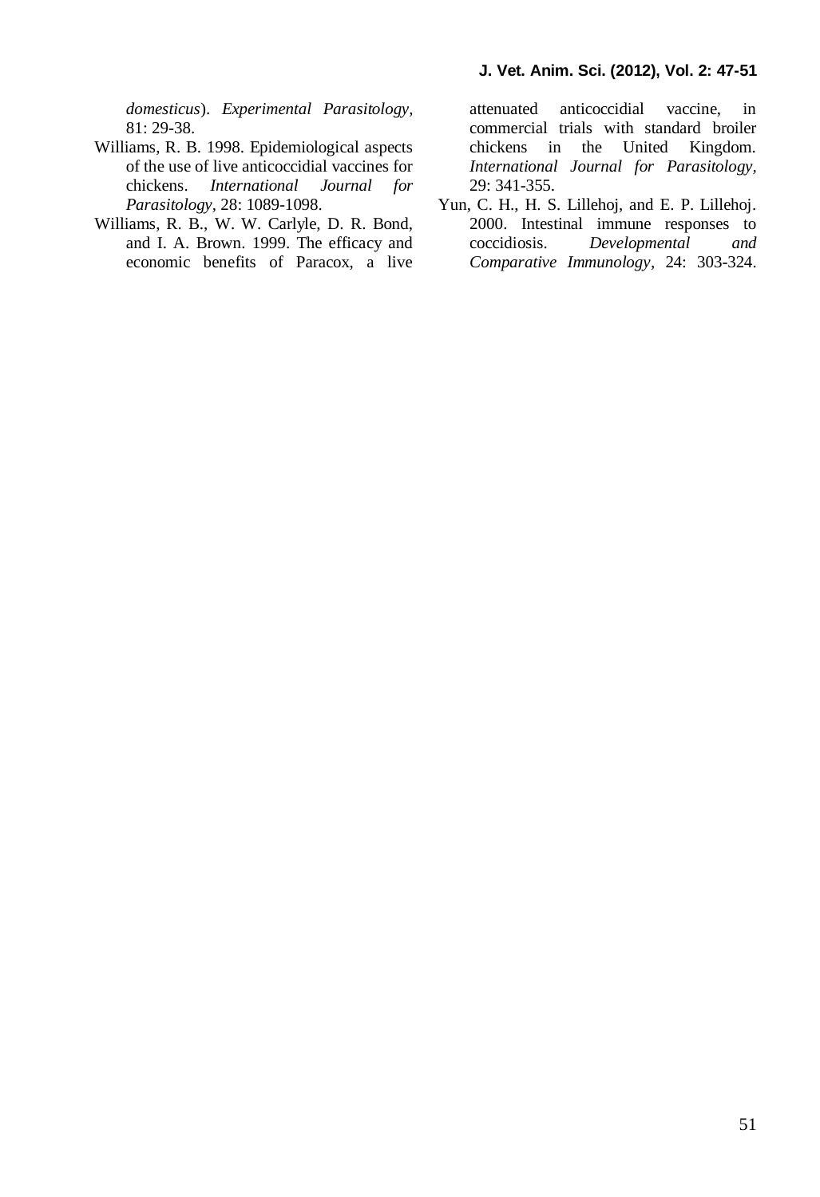*domesticus*). *Experimental Parasitology*, 81: 29-38.

Williams, R. B. 1998. Epidemiological aspects of the use of live anticoccidial vaccines for chickens. *International Journal for Parasitology*, 28: 1089-1098.

Williams, R. B., W. W. Carlyle, D. R. Bond, and I. A. Brown. 1999. The efficacy and economic benefits of Paracox, a live attenuated anticoccidial vaccine, in commercial trials with standard broiler chickens in the United Kingdom. *International Journal for Parasitology*, 29: 341-355.

Yun, C. H., H. S. Lillehoj, and E. P. Lillehoj. 2000. Intestinal immune responses to coccidiosis. *Developmental and Comparative Immunology*, 24: 303-324.